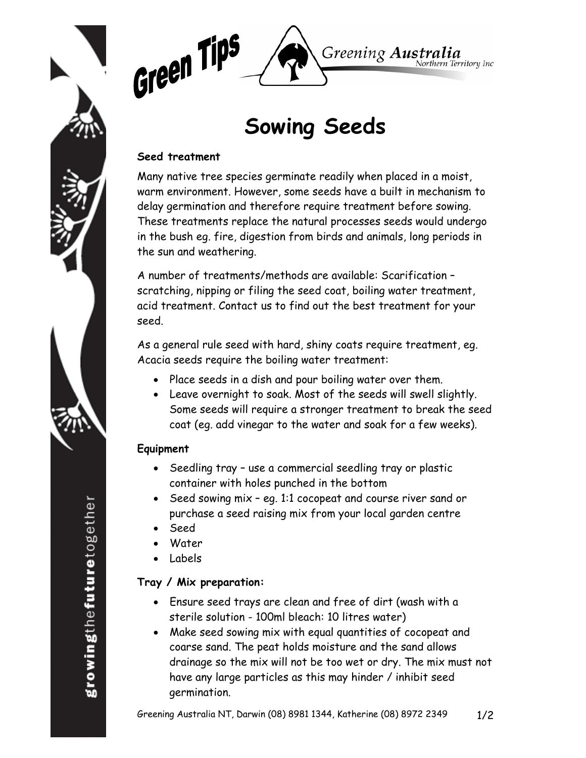Green Tips

Greening Australia Northern Territory Inc

# Sowing Seeds

**Seed treatment**

Many native tree species germinate readily when placed in a moist, warm environment. However, some seeds have a built in mechanism to delay germination and therefore require treatment before sowing. These treatments replace the natural processes seeds would undergo in the bush eg. fire, digestion from birds and animals, long periods in the sun and weathering.

A number of treatments/methods are available: Scarification – scratching, nipping or filing the seed coat, boiling water treatment, acid treatment. Contact us to find out the best treatment for your seed.

As a general rule seed with hard, shiny coats require treatment, eg. Acacia seeds require the boiling water treatment:

- Place seeds in a dish and pour boiling water over them.
- Leave overnight to soak. Most of the seeds will swell slightly. Some seeds will require a stronger treatment to break the seed coat (eg. add vinegar to the water and soak for a few weeks).

**Equipment**

- Seedling tray – use a commercial seedling tray or plastic container with holes punched in the bottom
- Seed sowing mix – eg. 1:1 cocopeat and course river sand or purchase a seed raising mix from your local garden centre
- Seed
- Water
- Labels

**Tray / Mix preparation:**

- Ensure seed trays are clean and free of dirt (wash with a sterile solution - 100ml bleach: 10 litres water)
- Make seed sowing mix with equal quantities of cocopeat and coarse sand. The peat holds moisture and the sand allows drainage so the mix will not be too wet or dry. The mix must not have any large particles as this may hinder / inhibit seed germination.

Greening Australia NT, Darwin (08) 8981 1344, Katherine (08) 8972 2349

growingthefuturetogether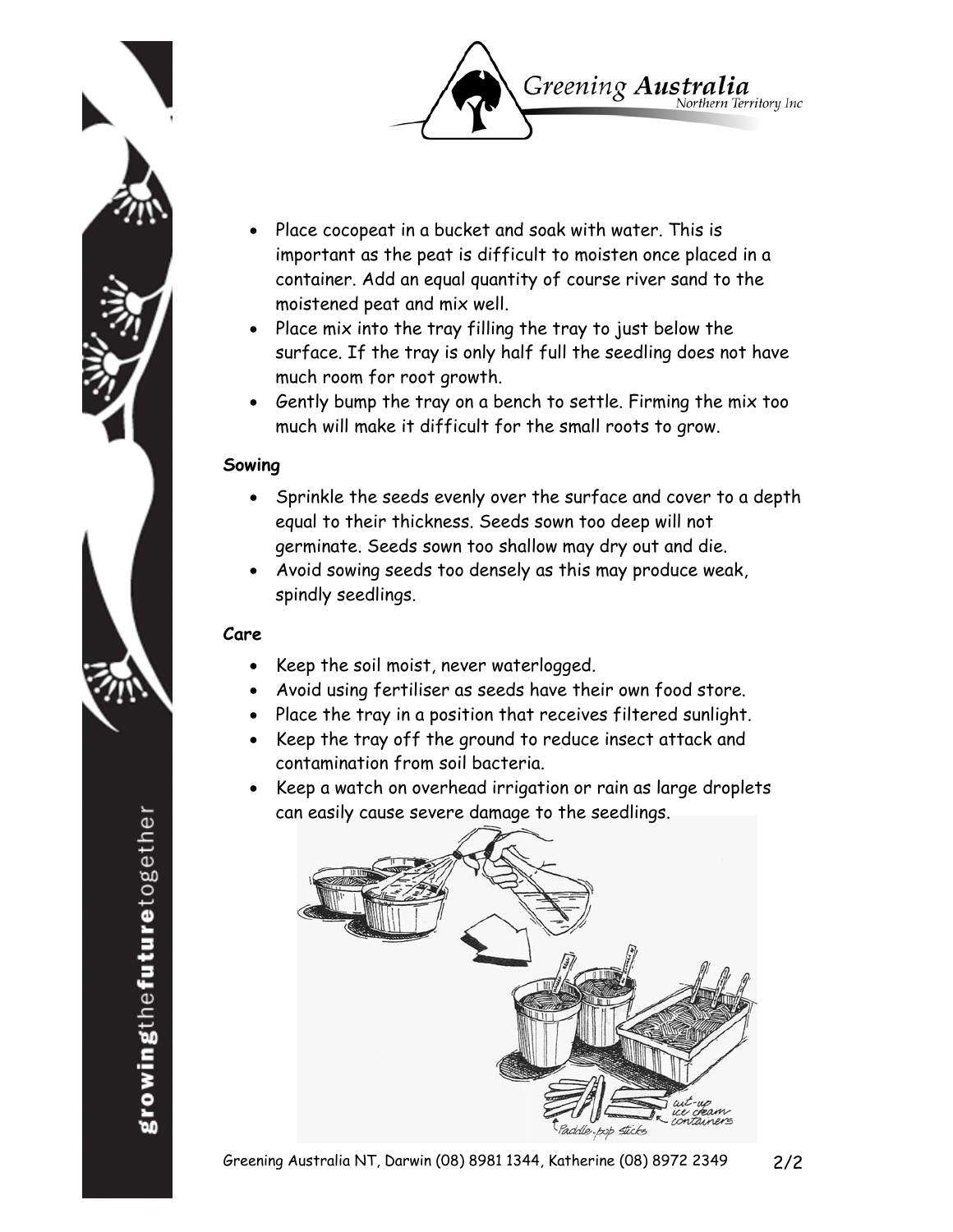- Place cocopeat in a bucket and soak with water. This is important as the peat is difficult to moisten once placed in a container. Add an equal quantity of course river sand to the moistened peat and mix well.
- Place mix into the tray filling the tray to just below the surface. If the tray is only half full the seedling does not have much room for root growth.
- Gently bump the tray on a bench to settle. Firming the mix too much will make it difficult for the small roots to grow.

**Sowing**

- Sprinkle the seeds evenly over the surface and cover to a depth equal to their thickness. Seeds sown too deep will not germinate. Seeds sown too shallow may dry out and die.
- Avoid sowing seeds too densely as this may produce weak, spindly seedlings.

**Care**

- Keep the soil moist, never waterlogged.
- Avoid using fertiliser as seeds have their own food store.
- Place the tray in a position that receives filtered sunlight.
- Keep the tray off the ground to reduce insect attack and contamination from soil bacteria.
- Keep a watch on overhead irrigation or rain as large droplets can easily cause severe damage to the seedlings.

Greening Australia NT, Darwin (08) 8981 1344, Katherine (08) 8972 2349